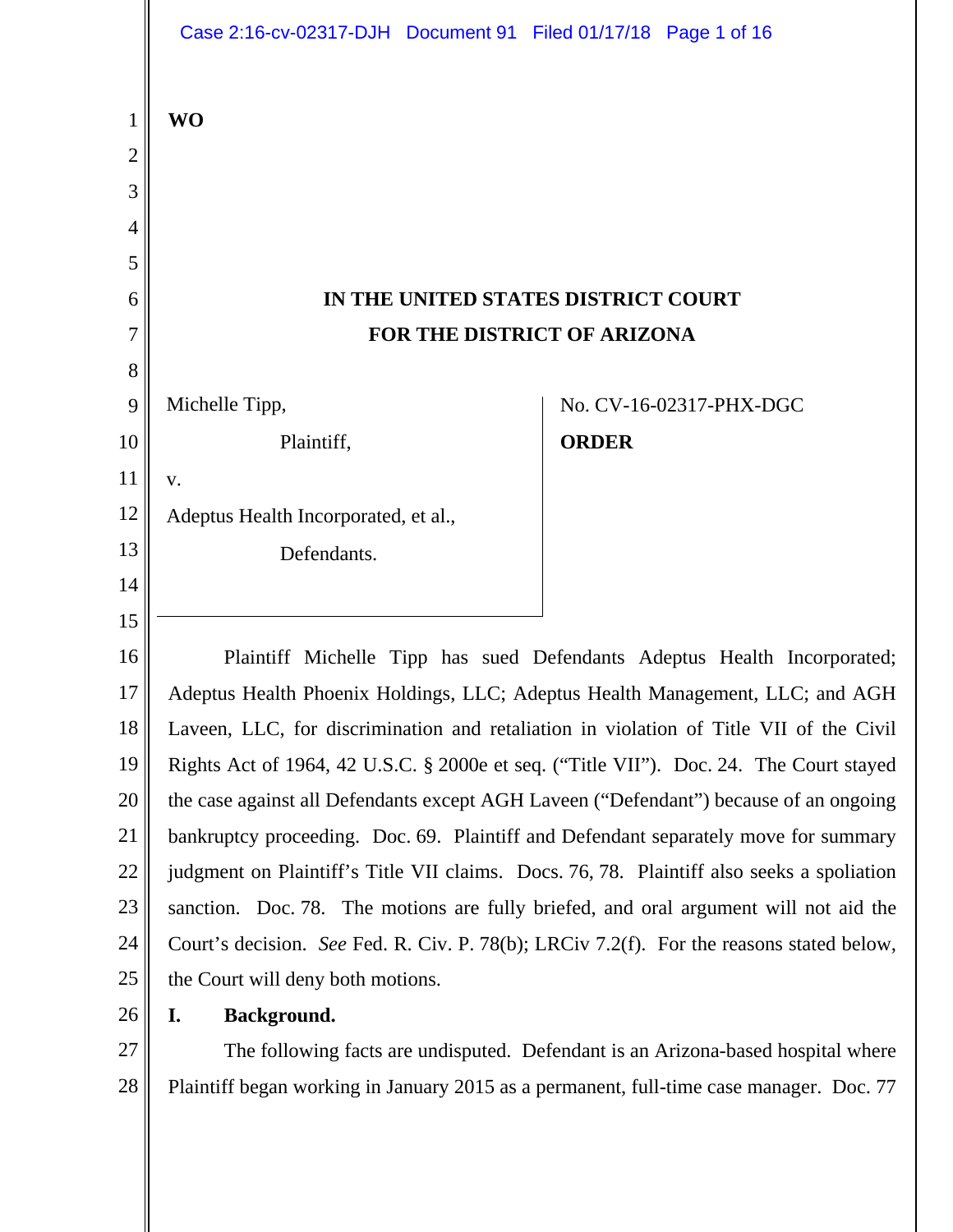**WO**

**IN THE UNITED STATES DISTRICT COURT**
**FOR THE DISTRICT OF ARIZONA**

Michelle Tipp,

Plaintiff,

v.

Adeptus Health Incorporated, et al.,

Defendants.

No. CV-16-02317-PHX-DGC

**ORDER**

Plaintiff Michelle Tipp has sued Defendants Adeptus Health Incorporated; Adeptus Health Phoenix Holdings, LLC; Adeptus Health Management, LLC; and AGH Laveen, LLC, for discrimination and retaliation in violation of Title VII of the Civil Rights Act of 1964, 42 U.S.C. § 2000e et seq. ("Title VII"). Doc. 24. The Court stayed the case against all Defendants except AGH Laveen ("Defendant") because of an ongoing bankruptcy proceeding. Doc. 69. Plaintiff and Defendant separately move for summary judgment on Plaintiff's Title VII claims. Docs. 76, 78. Plaintiff also seeks a spoliation sanction. Doc. 78. The motions are fully briefed, and oral argument will not aid the Court's decision. *See* Fed. R. Civ. P. 78(b); LRCiv 7.2(f). For the reasons stated below, the Court will deny both motions.

## I. Background.

The following facts are undisputed. Defendant is an Arizona-based hospital where Plaintiff began working in January 2015 as a permanent, full-time case manager. Doc. 77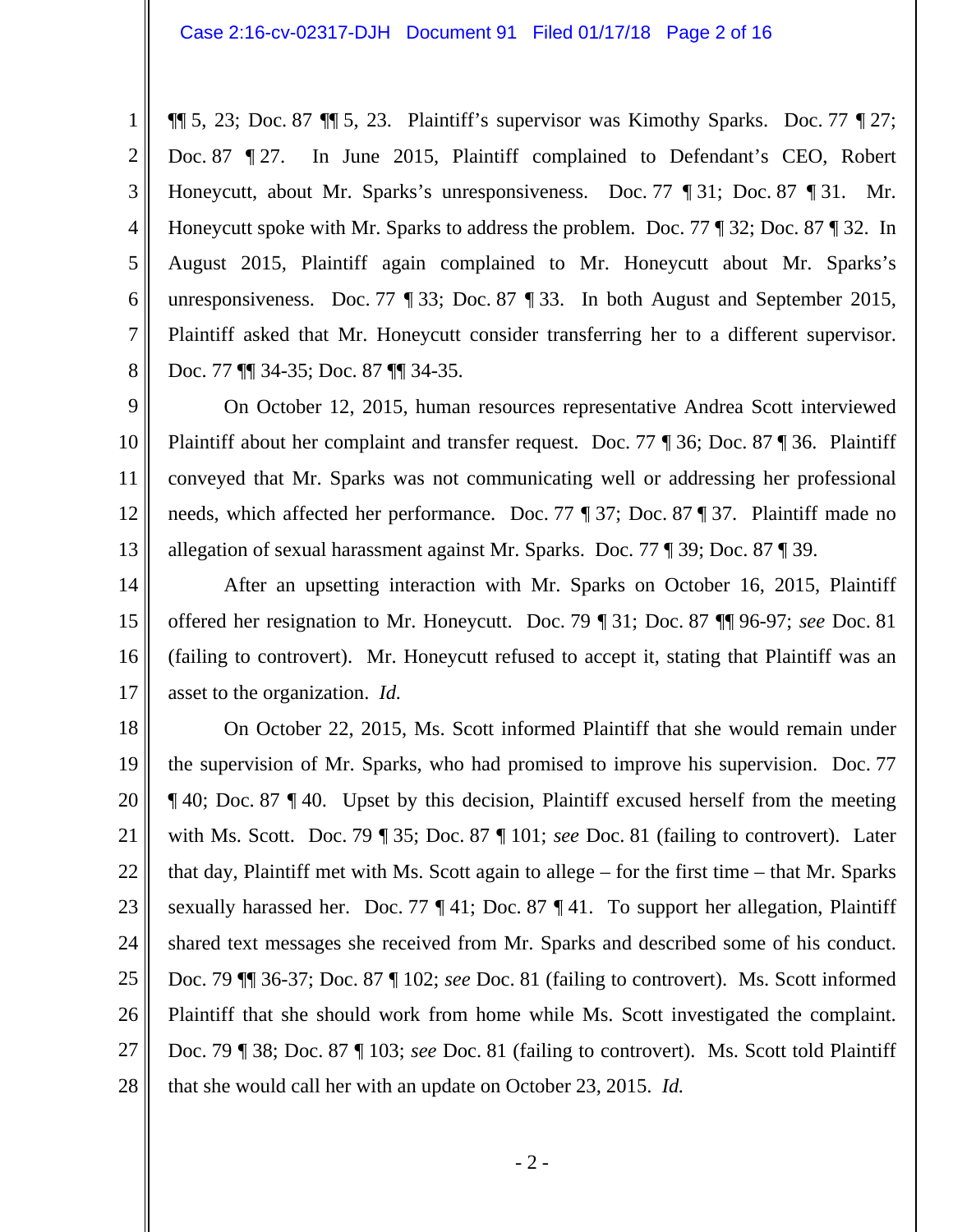¶¶ 5, 23; Doc. 87 ¶¶ 5, 23. Plaintiff's supervisor was Kimothy Sparks. Doc. 77 ¶ 27; Doc. 87 ¶ 27. In June 2015, Plaintiff complained to Defendant's CEO, Robert Honeycutt, about Mr. Sparks's unresponsiveness. Doc. 77 ¶ 31; Doc. 87 ¶ 31. Mr. Honeycutt spoke with Mr. Sparks to address the problem. Doc. 77 ¶ 32; Doc. 87 ¶ 32. In August 2015, Plaintiff again complained to Mr. Honeycutt about Mr. Sparks's unresponsiveness. Doc. 77 ¶ 33; Doc. 87 ¶ 33. In both August and September 2015, Plaintiff asked that Mr. Honeycutt consider transferring her to a different supervisor. Doc. 77 ¶¶ 34-35; Doc. 87 ¶¶ 34-35.

On October 12, 2015, human resources representative Andrea Scott interviewed Plaintiff about her complaint and transfer request. Doc. 77 ¶ 36; Doc. 87 ¶ 36. Plaintiff conveyed that Mr. Sparks was not communicating well or addressing her professional needs, which affected her performance. Doc. 77 ¶ 37; Doc. 87 ¶ 37. Plaintiff made no allegation of sexual harassment against Mr. Sparks. Doc. 77 ¶ 39; Doc. 87 ¶ 39.

After an upsetting interaction with Mr. Sparks on October 16, 2015, Plaintiff offered her resignation to Mr. Honeycutt. Doc. 79 ¶ 31; Doc. 87 ¶¶ 96-97; *see* Doc. 81 (failing to controvert). Mr. Honeycutt refused to accept it, stating that Plaintiff was an asset to the organization. *Id.*

On October 22, 2015, Ms. Scott informed Plaintiff that she would remain under the supervision of Mr. Sparks, who had promised to improve his supervision. Doc. 77 ¶ 40; Doc. 87 ¶ 40. Upset by this decision, Plaintiff excused herself from the meeting with Ms. Scott. Doc. 79 ¶ 35; Doc. 87 ¶ 101; *see* Doc. 81 (failing to controvert). Later that day, Plaintiff met with Ms. Scott again to allege – for the first time – that Mr. Sparks sexually harassed her. Doc. 77 ¶ 41; Doc. 87 ¶ 41. To support her allegation, Plaintiff shared text messages she received from Mr. Sparks and described some of his conduct. Doc. 79 ¶¶ 36-37; Doc. 87 ¶ 102; *see* Doc. 81 (failing to controvert). Ms. Scott informed Plaintiff that she should work from home while Ms. Scott investigated the complaint. Doc. 79 ¶ 38; Doc. 87 ¶ 103; *see* Doc. 81 (failing to controvert). Ms. Scott told Plaintiff that she would call her with an update on October 23, 2015. *Id.*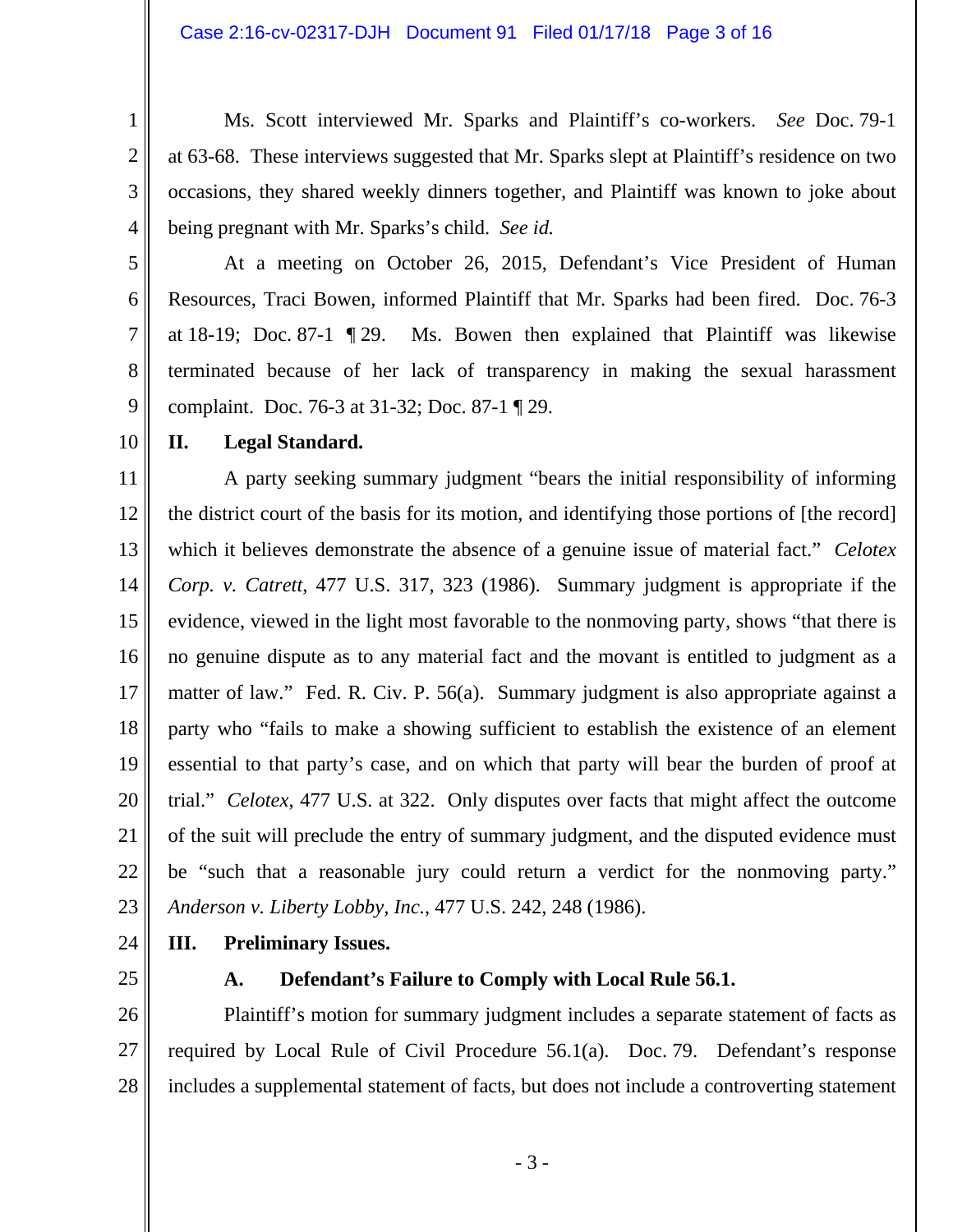Ms. Scott interviewed Mr. Sparks and Plaintiff's co-workers. *See* Doc. 79-1 at 63-68. These interviews suggested that Mr. Sparks slept at Plaintiff's residence on two occasions, they shared weekly dinners together, and Plaintiff was known to joke about being pregnant with Mr. Sparks's child. *See id.*

At a meeting on October 26, 2015, Defendant's Vice President of Human Resources, Traci Bowen, informed Plaintiff that Mr. Sparks had been fired. Doc. 76-3 at 18-19; Doc. 87-1 ¶ 29. Ms. Bowen then explained that Plaintiff was likewise terminated because of her lack of transparency in making the sexual harassment complaint. Doc. 76-3 at 31-32; Doc. 87-1 ¶ 29.

## II. Legal Standard.

A party seeking summary judgment "bears the initial responsibility of informing the district court of the basis for its motion, and identifying those portions of [the record] which it believes demonstrate the absence of a genuine issue of material fact." *Celotex Corp. v. Catrett*, 477 U.S. 317, 323 (1986). Summary judgment is appropriate if the evidence, viewed in the light most favorable to the nonmoving party, shows "that there is no genuine dispute as to any material fact and the movant is entitled to judgment as a matter of law." Fed. R. Civ. P. 56(a). Summary judgment is also appropriate against a party who "fails to make a showing sufficient to establish the existence of an element essential to that party's case, and on which that party will bear the burden of proof at trial." *Celotex*, 477 U.S. at 322. Only disputes over facts that might affect the outcome of the suit will preclude the entry of summary judgment, and the disputed evidence must be "such that a reasonable jury could return a verdict for the nonmoving party." *Anderson v. Liberty Lobby, Inc.*, 477 U.S. 242, 248 (1986).

## III. Preliminary Issues.

### A. Defendant's Failure to Comply with Local Rule 56.1.

Plaintiff's motion for summary judgment includes a separate statement of facts as required by Local Rule of Civil Procedure 56.1(a). Doc. 79. Defendant's response includes a supplemental statement of facts, but does not include a controverting statement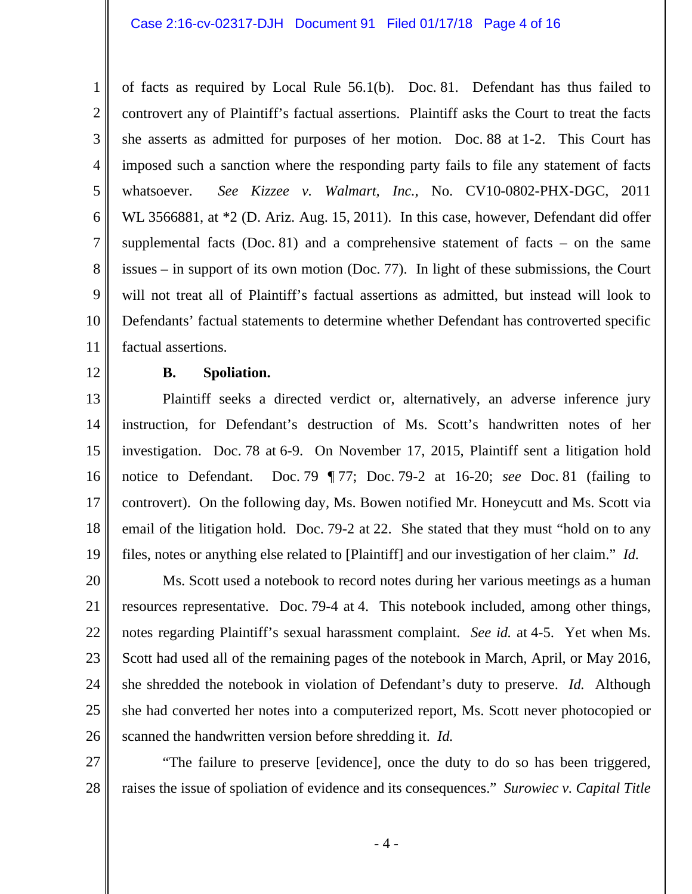of facts as required by Local Rule 56.1(b). Doc. 81. Defendant has thus failed to controvert any of Plaintiff's factual assertions. Plaintiff asks the Court to treat the facts she asserts as admitted for purposes of her motion. Doc. 88 at 1-2. This Court has imposed such a sanction where the responding party fails to file any statement of facts whatsoever. *See Kizzee v. Walmart, Inc.*, No. CV10-0802-PHX-DGC, 2011 WL 3566881, at *2 (D. Ariz. Aug. 15, 2011). In this case, however, Defendant did offer supplemental facts (Doc. 81) and a comprehensive statement of facts – on the same issues – in support of its own motion (Doc. 77). In light of these submissions, the Court will not treat all of Plaintiff's factual assertions as admitted, but instead will look to Defendants' factual statements to determine whether Defendant has controverted specific factual assertions.

**B. Spoliation.**

Plaintiff seeks a directed verdict or, alternatively, an adverse inference jury instruction, for Defendant's destruction of Ms. Scott's handwritten notes of her investigation. Doc. 78 at 6-9. On November 17, 2015, Plaintiff sent a litigation hold notice to Defendant. Doc. 79 ¶ 77; Doc. 79-2 at 16-20; *see* Doc. 81 (failing to controvert). On the following day, Ms. Bowen notified Mr. Honeycutt and Ms. Scott via email of the litigation hold. Doc. 79-2 at 22. She stated that they must "hold on to any files, notes or anything else related to [Plaintiff] and our investigation of her claim." *Id.*

Ms. Scott used a notebook to record notes during her various meetings as a human resources representative. Doc. 79-4 at 4. This notebook included, among other things, notes regarding Plaintiff's sexual harassment complaint. *See id.* at 4-5. Yet when Ms. Scott had used all of the remaining pages of the notebook in March, April, or May 2016, she shredded the notebook in violation of Defendant's duty to preserve. *Id.* Although she had converted her notes into a computerized report, Ms. Scott never photocopied or scanned the handwritten version before shredding it. *Id.*

"The failure to preserve [evidence], once the duty to do so has been triggered, raises the issue of spoliation of evidence and its consequences." *Surowiec v. Capital Title*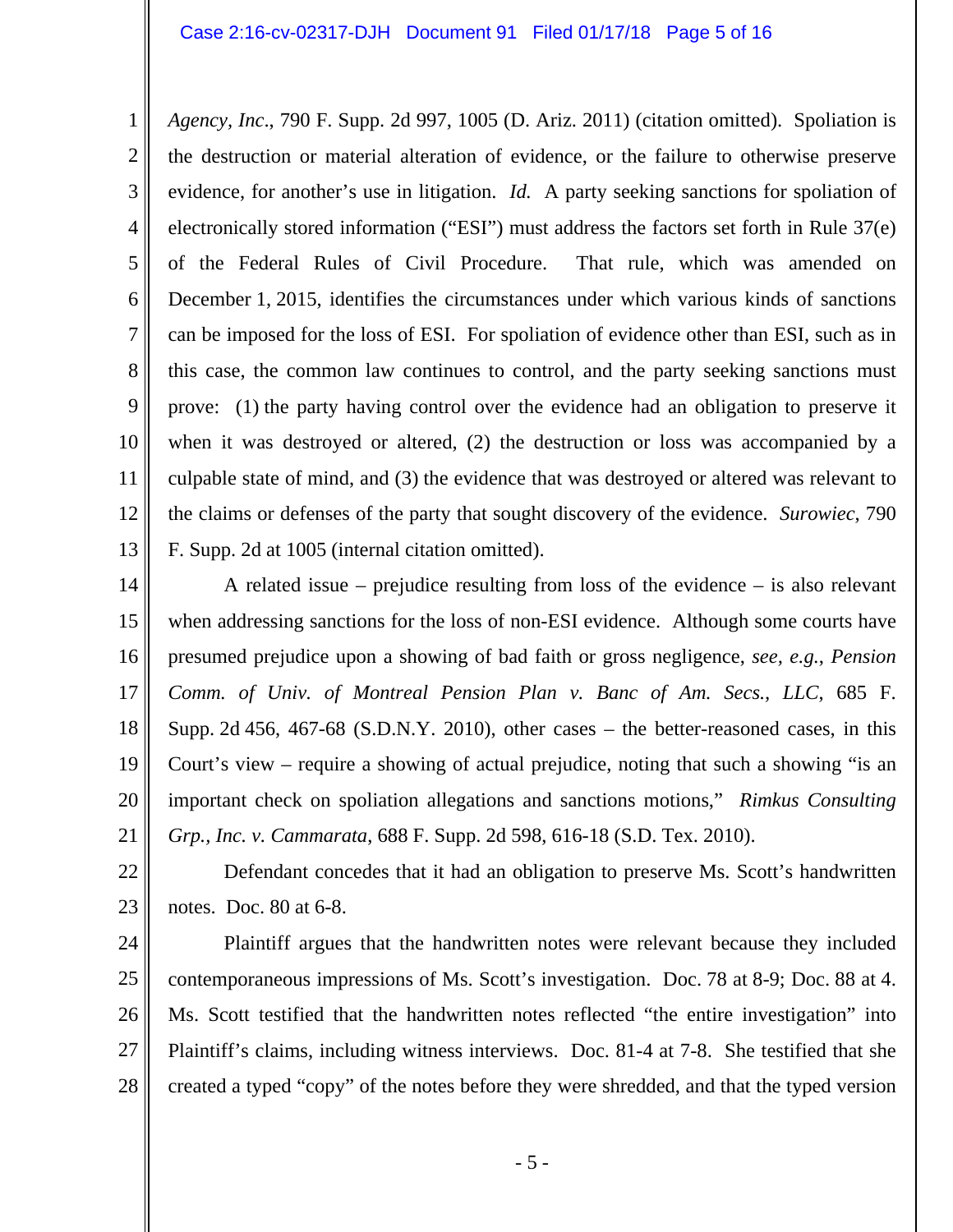*Agency, Inc.*, 790 F. Supp. 2d 997, 1005 (D. Ariz. 2011) (citation omitted). Spoliation is the destruction or material alteration of evidence, or the failure to otherwise preserve evidence, for another's use in litigation. *Id.* A party seeking sanctions for spoliation of electronically stored information ("ESI") must address the factors set forth in Rule 37(e) of the Federal Rules of Civil Procedure. That rule, which was amended on December 1, 2015, identifies the circumstances under which various kinds of sanctions can be imposed for the loss of ESI. For spoliation of evidence other than ESI, such as in this case, the common law continues to control, and the party seeking sanctions must prove: (1) the party having control over the evidence had an obligation to preserve it when it was destroyed or altered, (2) the destruction or loss was accompanied by a culpable state of mind, and (3) the evidence that was destroyed or altered was relevant to the claims or defenses of the party that sought discovery of the evidence. *Surowiec*, 790 F. Supp. 2d at 1005 (internal citation omitted).

A related issue – prejudice resulting from loss of the evidence – is also relevant when addressing sanctions for the loss of non-ESI evidence. Although some courts have presumed prejudice upon a showing of bad faith or gross negligence, *see, e.g.*, *Pension Comm. of Univ. of Montreal Pension Plan v. Banc of Am. Secs., LLC*, 685 F. Supp. 2d 456, 467-68 (S.D.N.Y. 2010), other cases – the better-reasoned cases, in this Court's view – require a showing of actual prejudice, noting that such a showing "is an important check on spoliation allegations and sanctions motions," *Rimkus Consulting Grp., Inc. v. Cammarata*, 688 F. Supp. 2d 598, 616-18 (S.D. Tex. 2010).

Defendant concedes that it had an obligation to preserve Ms. Scott's handwritten notes. Doc. 80 at 6-8.

Plaintiff argues that the handwritten notes were relevant because they included contemporaneous impressions of Ms. Scott's investigation. Doc. 78 at 8-9; Doc. 88 at 4. Ms. Scott testified that the handwritten notes reflected "the entire investigation" into Plaintiff's claims, including witness interviews. Doc. 81-4 at 7-8. She testified that she created a typed "copy" of the notes before they were shredded, and that the typed version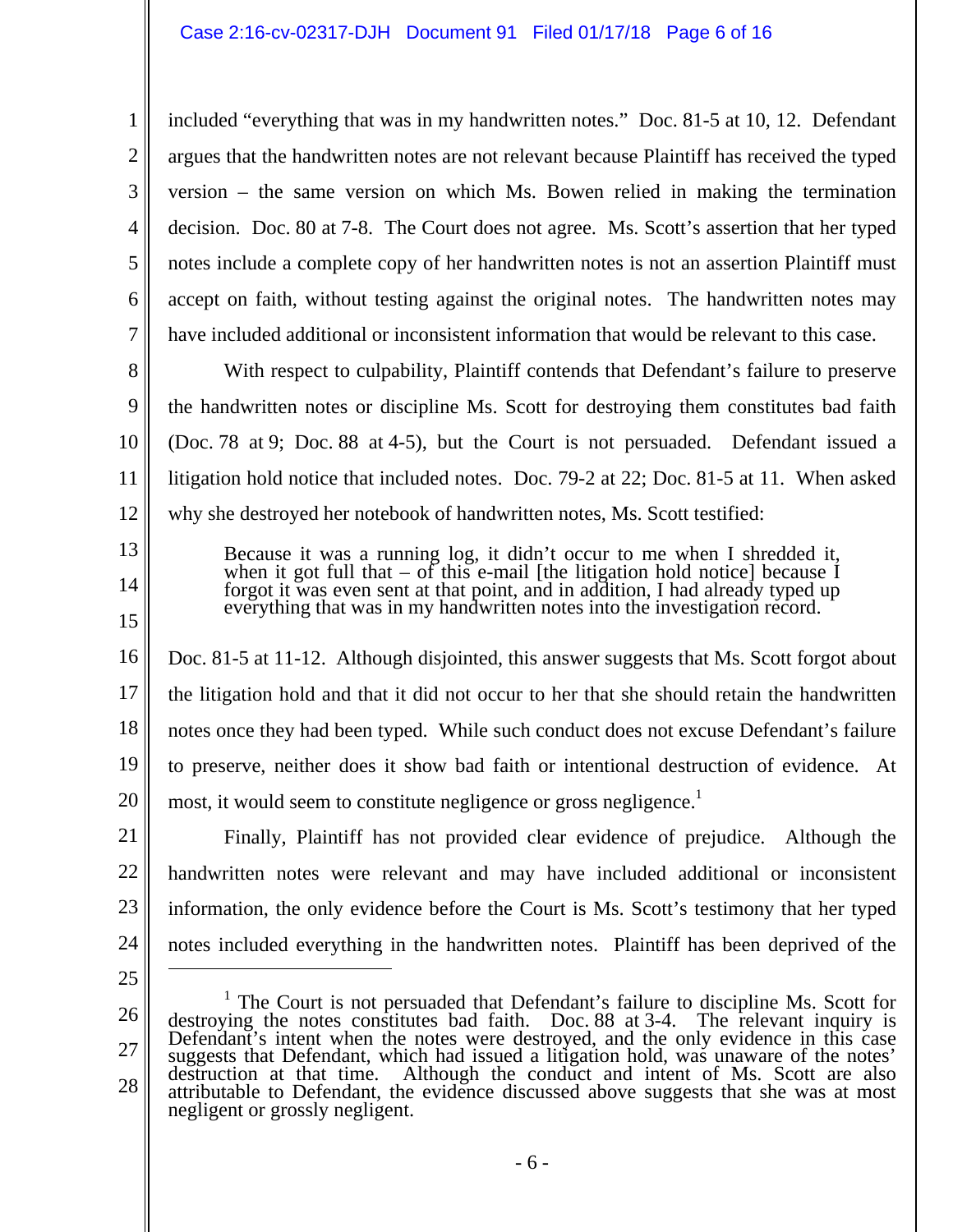included "everything that was in my handwritten notes." Doc. 81-5 at 10, 12. Defendant argues that the handwritten notes are not relevant because Plaintiff has received the typed version – the same version on which Ms. Bowen relied in making the termination decision. Doc. 80 at 7-8. The Court does not agree. Ms. Scott's assertion that her typed notes include a complete copy of her handwritten notes is not an assertion Plaintiff must accept on faith, without testing against the original notes. The handwritten notes may have included additional or inconsistent information that would be relevant to this case.

With respect to culpability, Plaintiff contends that Defendant's failure to preserve the handwritten notes or discipline Ms. Scott for destroying them constitutes bad faith (Doc. 78 at 9; Doc. 88 at 4-5), but the Court is not persuaded. Defendant issued a litigation hold notice that included notes. Doc. 79-2 at 22; Doc. 81-5 at 11. When asked why she destroyed her notebook of handwritten notes, Ms. Scott testified:

> Because it was a running log, it didn't occur to me when I shredded it, when it got full that – of this e-mail [the litigation hold notice] because I forgot it was even sent at that point, and in addition, I had already typed up everything that was in my handwritten notes into the investigation record.

Doc. 81-5 at 11-12. Although disjointed, this answer suggests that Ms. Scott forgot about the litigation hold and that it did not occur to her that she should retain the handwritten notes once they had been typed. While such conduct does not excuse Defendant's failure to preserve, neither does it show bad faith or intentional destruction of evidence. At most, it would seem to constitute negligence or gross negligence.[1]

Finally, Plaintiff has not provided clear evidence of prejudice. Although the handwritten notes were relevant and may have included additional or inconsistent information, the only evidence before the Court is Ms. Scott's testimony that her typed notes included everything in the handwritten notes. Plaintiff has been deprived of the

---

[1] The Court is not persuaded that Defendant's failure to discipline Ms. Scott for destroying the notes constitutes bad faith. Doc. 88 at 3-4. The relevant inquiry is Defendant's intent when the notes were destroyed, and the only evidence in this case suggests that Defendant, which had issued a litigation hold, was unaware of the notes' destruction at that time. Although the conduct and intent of Ms. Scott are also attributable to Defendant, the evidence discussed above suggests that she was at most negligent or grossly negligent.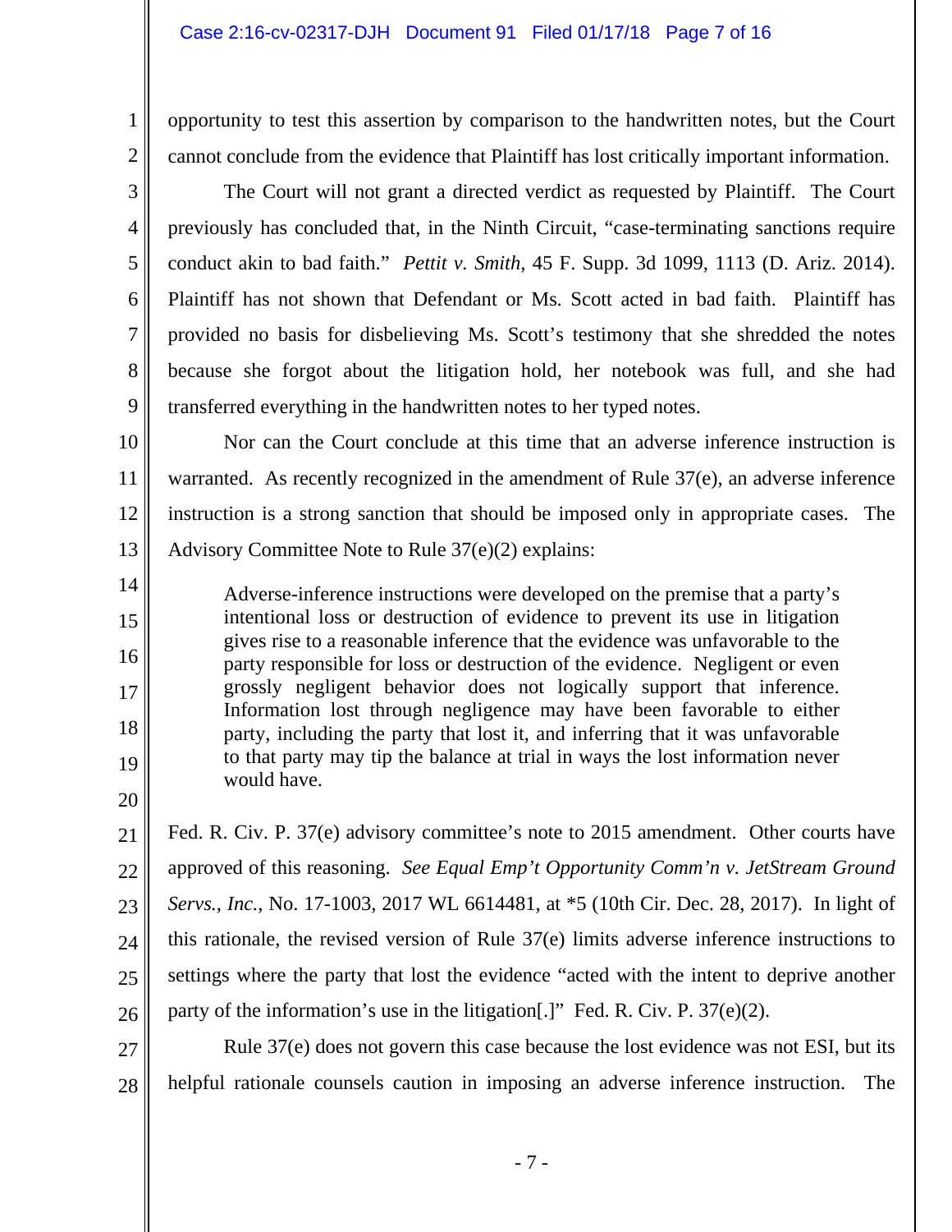opportunity to test this assertion by comparison to the handwritten notes, but the Court cannot conclude from the evidence that Plaintiff has lost critically important information.

The Court will not grant a directed verdict as requested by Plaintiff. The Court previously has concluded that, in the Ninth Circuit, "case-terminating sanctions require conduct akin to bad faith." *Pettit v. Smith*, 45 F. Supp. 3d 1099, 1113 (D. Ariz. 2014). Plaintiff has not shown that Defendant or Ms. Scott acted in bad faith. Plaintiff has provided no basis for disbelieving Ms. Scott's testimony that she shredded the notes because she forgot about the litigation hold, her notebook was full, and she had transferred everything in the handwritten notes to her typed notes.

Nor can the Court conclude at this time that an adverse inference instruction is warranted. As recently recognized in the amendment of Rule 37(e), an adverse inference instruction is a strong sanction that should be imposed only in appropriate cases. The Advisory Committee Note to Rule 37(e)(2) explains:

> Adverse-inference instructions were developed on the premise that a party's intentional loss or destruction of evidence to prevent its use in litigation gives rise to a reasonable inference that the evidence was unfavorable to the party responsible for loss or destruction of the evidence. Negligent or even grossly negligent behavior does not logically support that inference. Information lost through negligence may have been favorable to either party, including the party that lost it, and inferring that it was unfavorable to that party may tip the balance at trial in ways the lost information never would have.

Fed. R. Civ. P. 37(e) advisory committee's note to 2015 amendment. Other courts have approved of this reasoning. *See Equal Emp't Opportunity Comm'n v. JetStream Ground Servs., Inc.*, No. 17-1003, 2017 WL 6614481, at *5 (10th Cir. Dec. 28, 2017). In light of this rationale, the revised version of Rule 37(e) limits adverse inference instructions to settings where the party that lost the evidence "acted with the intent to deprive another party of the information's use in the litigation[.]" Fed. R. Civ. P. 37(e)(2).

Rule 37(e) does not govern this case because the lost evidence was not ESI, but its helpful rationale counsels caution in imposing an adverse inference instruction. The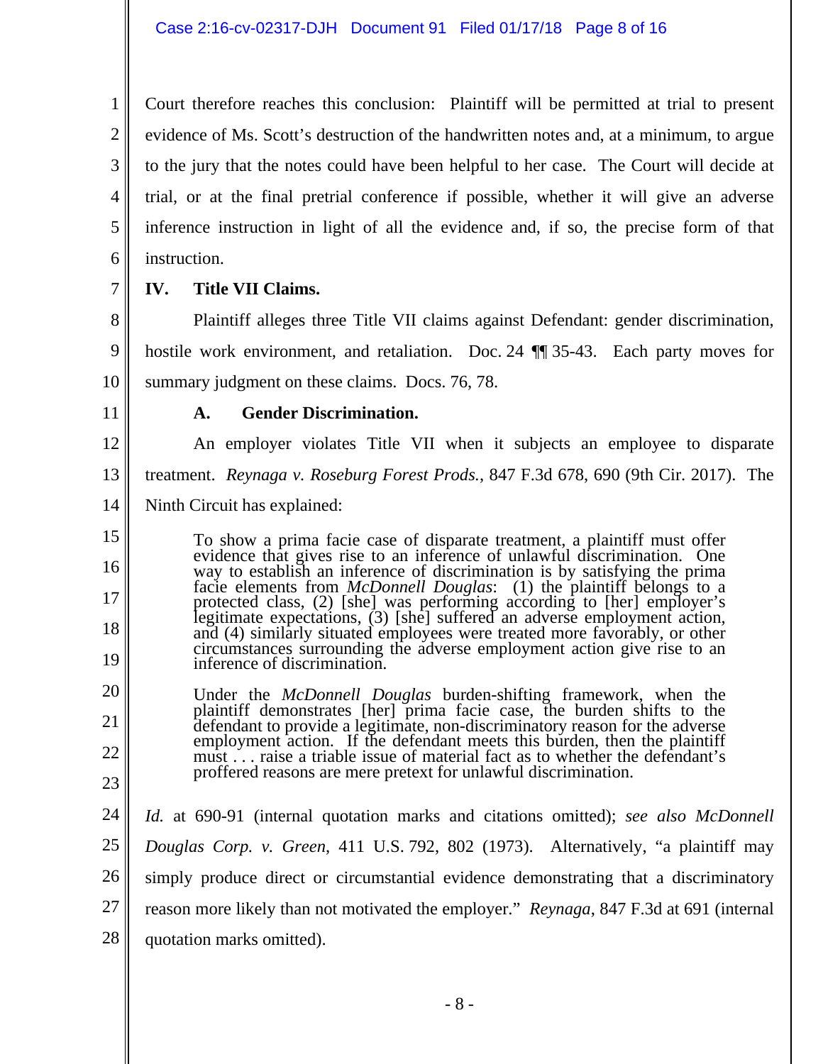Court therefore reaches this conclusion: Plaintiff will be permitted at trial to present evidence of Ms. Scott's destruction of the handwritten notes and, at a minimum, to argue to the jury that the notes could have been helpful to her case. The Court will decide at trial, or at the final pretrial conference if possible, whether it will give an adverse inference instruction in light of all the evidence and, if so, the precise form of that instruction.

## IV. Title VII Claims.

Plaintiff alleges three Title VII claims against Defendant: gender discrimination, hostile work environment, and retaliation. Doc. 24 ¶¶ 35-43. Each party moves for summary judgment on these claims. Docs. 76, 78.

### A. Gender Discrimination.

An employer violates Title VII when it subjects an employee to disparate treatment. *Reynaga v. Roseburg Forest Prods.*, 847 F.3d 678, 690 (9th Cir. 2017). The Ninth Circuit has explained:

> To show a prima facie case of disparate treatment, a plaintiff must offer evidence that gives rise to an inference of unlawful discrimination. One way to establish an inference of discrimination is by satisfying the prima facie elements from *McDonnell Douglas*: (1) the plaintiff belongs to a protected class, (2) [she] was performing according to [her] employer's legitimate expectations, (3) [she] suffered an adverse employment action, and (4) similarly situated employees were treated more favorably, or other circumstances surrounding the adverse employment action give rise to an inference of discrimination.
>
> Under the *McDonnell Douglas* burden-shifting framework, when the plaintiff demonstrates [her] prima facie case, the burden shifts to the defendant to provide a legitimate, non-discriminatory reason for the adverse employment action. If the defendant meets this burden, then the plaintiff must . . . raise a triable issue of material fact as to whether the defendant's proffered reasons are mere pretext for unlawful discrimination.

*Id.* at 690-91 (internal quotation marks and citations omitted); *see also McDonnell Douglas Corp. v. Green*, 411 U.S. 792, 802 (1973). Alternatively, "a plaintiff may simply produce direct or circumstantial evidence demonstrating that a discriminatory reason more likely than not motivated the employer." *Reynaga*, 847 F.3d at 691 (internal quotation marks omitted).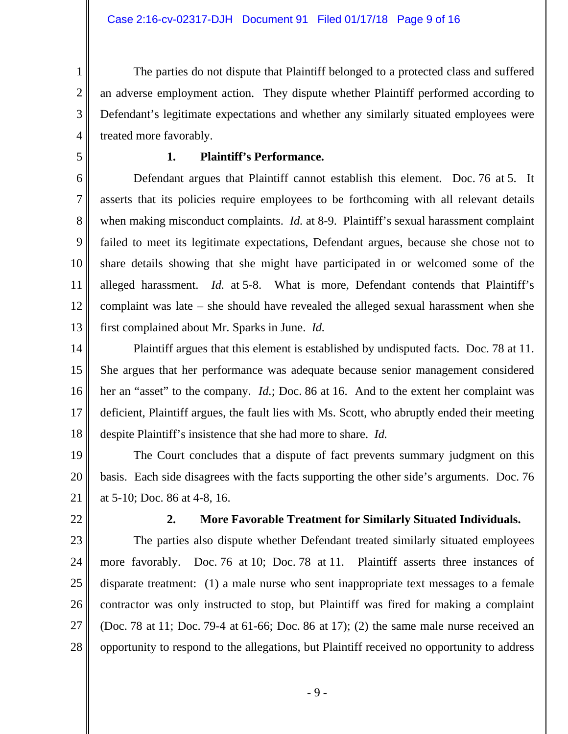The parties do not dispute that Plaintiff belonged to a protected class and suffered an adverse employment action. They dispute whether Plaintiff performed according to Defendant's legitimate expectations and whether any similarly situated employees were treated more favorably.

### 1. Plaintiff's Performance.

Defendant argues that Plaintiff cannot establish this element. Doc. 76 at 5. It asserts that its policies require employees to be forthcoming with all relevant details when making misconduct complaints. *Id.* at 8-9. Plaintiff's sexual harassment complaint failed to meet its legitimate expectations, Defendant argues, because she chose not to share details showing that she might have participated in or welcomed some of the alleged harassment. *Id.* at 5-8. What is more, Defendant contends that Plaintiff's complaint was late – she should have revealed the alleged sexual harassment when she first complained about Mr. Sparks in June. *Id.*

Plaintiff argues that this element is established by undisputed facts. Doc. 78 at 11. She argues that her performance was adequate because senior management considered her an "asset" to the company. *Id.*; Doc. 86 at 16. And to the extent her complaint was deficient, Plaintiff argues, the fault lies with Ms. Scott, who abruptly ended their meeting despite Plaintiff's insistence that she had more to share. *Id.*

The Court concludes that a dispute of fact prevents summary judgment on this basis. Each side disagrees with the facts supporting the other side's arguments. Doc. 76 at 5-10; Doc. 86 at 4-8, 16.

### 2. More Favorable Treatment for Similarly Situated Individuals.

The parties also dispute whether Defendant treated similarly situated employees more favorably. Doc. 76 at 10; Doc. 78 at 11. Plaintiff asserts three instances of disparate treatment: (1) a male nurse who sent inappropriate text messages to a female contractor was only instructed to stop, but Plaintiff was fired for making a complaint (Doc. 78 at 11; Doc. 79-4 at 61-66; Doc. 86 at 17); (2) the same male nurse received an opportunity to respond to the allegations, but Plaintiff received no opportunity to address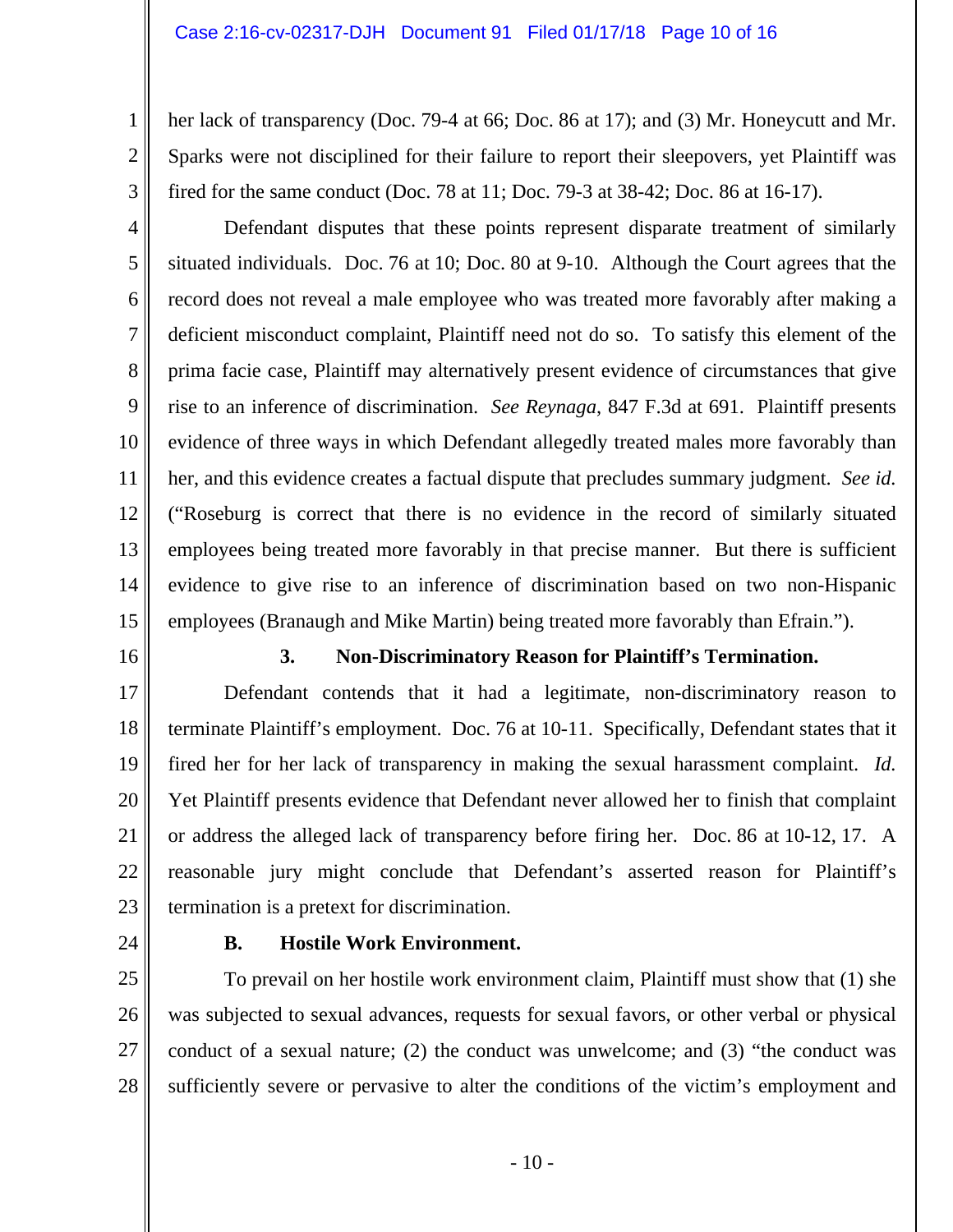her lack of transparency (Doc. 79-4 at 66; Doc. 86 at 17); and (3) Mr. Honeycutt and Mr. Sparks were not disciplined for their failure to report their sleepovers, yet Plaintiff was fired for the same conduct (Doc. 78 at 11; Doc. 79-3 at 38-42; Doc. 86 at 16-17).

Defendant disputes that these points represent disparate treatment of similarly situated individuals. Doc. 76 at 10; Doc. 80 at 9-10. Although the Court agrees that the record does not reveal a male employee who was treated more favorably after making a deficient misconduct complaint, Plaintiff need not do so. To satisfy this element of the prima facie case, Plaintiff may alternatively present evidence of circumstances that give rise to an inference of discrimination. *See Reynaga*, 847 F.3d at 691. Plaintiff presents evidence of three ways in which Defendant allegedly treated males more favorably than her, and this evidence creates a factual dispute that precludes summary judgment. *See id.* ("Roseburg is correct that there is no evidence in the record of similarly situated employees being treated more favorably in that precise manner. But there is sufficient evidence to give rise to an inference of discrimination based on two non-Hispanic employees (Branaugh and Mike Martin) being treated more favorably than Efrain.").

### 3. Non-Discriminatory Reason for Plaintiff's Termination.

Defendant contends that it had a legitimate, non-discriminatory reason to terminate Plaintiff's employment. Doc. 76 at 10-11. Specifically, Defendant states that it fired her for her lack of transparency in making the sexual harassment complaint. *Id.* Yet Plaintiff presents evidence that Defendant never allowed her to finish that complaint or address the alleged lack of transparency before firing her. Doc. 86 at 10-12, 17. A reasonable jury might conclude that Defendant's asserted reason for Plaintiff's termination is a pretext for discrimination.

## B. Hostile Work Environment.

To prevail on her hostile work environment claim, Plaintiff must show that (1) she was subjected to sexual advances, requests for sexual favors, or other verbal or physical conduct of a sexual nature; (2) the conduct was unwelcome; and (3) "the conduct was sufficiently severe or pervasive to alter the conditions of the victim's employment and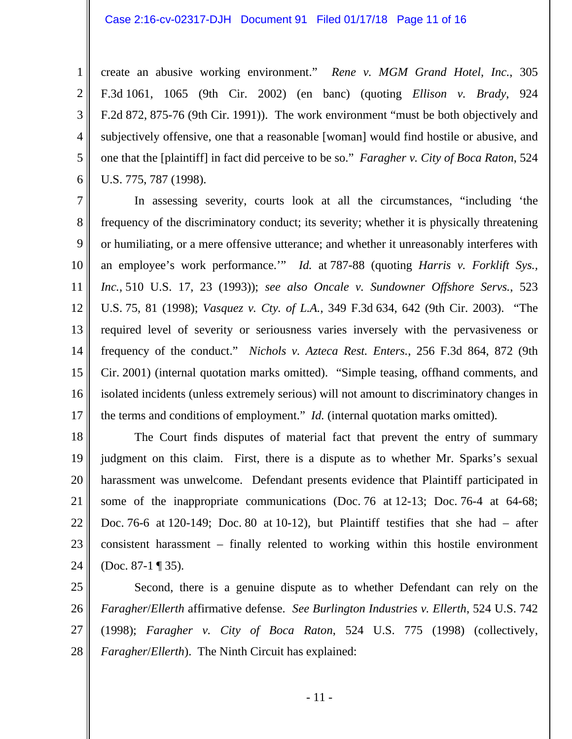create an abusive working environment." *Rene v. MGM Grand Hotel, Inc.*, 305 F.3d 1061, 1065 (9th Cir. 2002) (en banc) (quoting *Ellison v. Brady*, 924 F.2d 872, 875-76 (9th Cir. 1991)). The work environment "must be both objectively and subjectively offensive, one that a reasonable [woman] would find hostile or abusive, and one that the [plaintiff] in fact did perceive to be so." *Faragher v. City of Boca Raton*, 524 U.S. 775, 787 (1998).

In assessing severity, courts look at all the circumstances, "including 'the frequency of the discriminatory conduct; its severity; whether it is physically threatening or humiliating, or a mere offensive utterance; and whether it unreasonably interferes with an employee's work performance.'" *Id.* at 787-88 (quoting *Harris v. Forklift Sys., Inc.*, 510 U.S. 17, 23 (1993)); *see also Oncale v. Sundowner Offshore Servs.*, 523 U.S. 75, 81 (1998); *Vasquez v. Cty. of L.A.*, 349 F.3d 634, 642 (9th Cir. 2003). "The required level of severity or seriousness varies inversely with the pervasiveness or frequency of the conduct." *Nichols v. Azteca Rest. Enters.*, 256 F.3d 864, 872 (9th Cir. 2001) (internal quotation marks omitted). "Simple teasing, offhand comments, and isolated incidents (unless extremely serious) will not amount to discriminatory changes in the terms and conditions of employment." *Id.* (internal quotation marks omitted).

The Court finds disputes of material fact that prevent the entry of summary judgment on this claim. First, there is a dispute as to whether Mr. Sparks's sexual harassment was unwelcome. Defendant presents evidence that Plaintiff participated in some of the inappropriate communications (Doc. 76 at 12-13; Doc. 76-4 at 64-68; Doc. 76-6 at 120-149; Doc. 80 at 10-12), but Plaintiff testifies that she had – after consistent harassment – finally relented to working within this hostile environment (Doc. 87-1 ¶ 35).

Second, there is a genuine dispute as to whether Defendant can rely on the *Faragher*/*Ellerth* affirmative defense. *See Burlington Industries v. Ellerth*, 524 U.S. 742 (1998); *Faragher v. City of Boca Raton*, 524 U.S. 775 (1998) (collectively, *Faragher*/*Ellerth*). The Ninth Circuit has explained: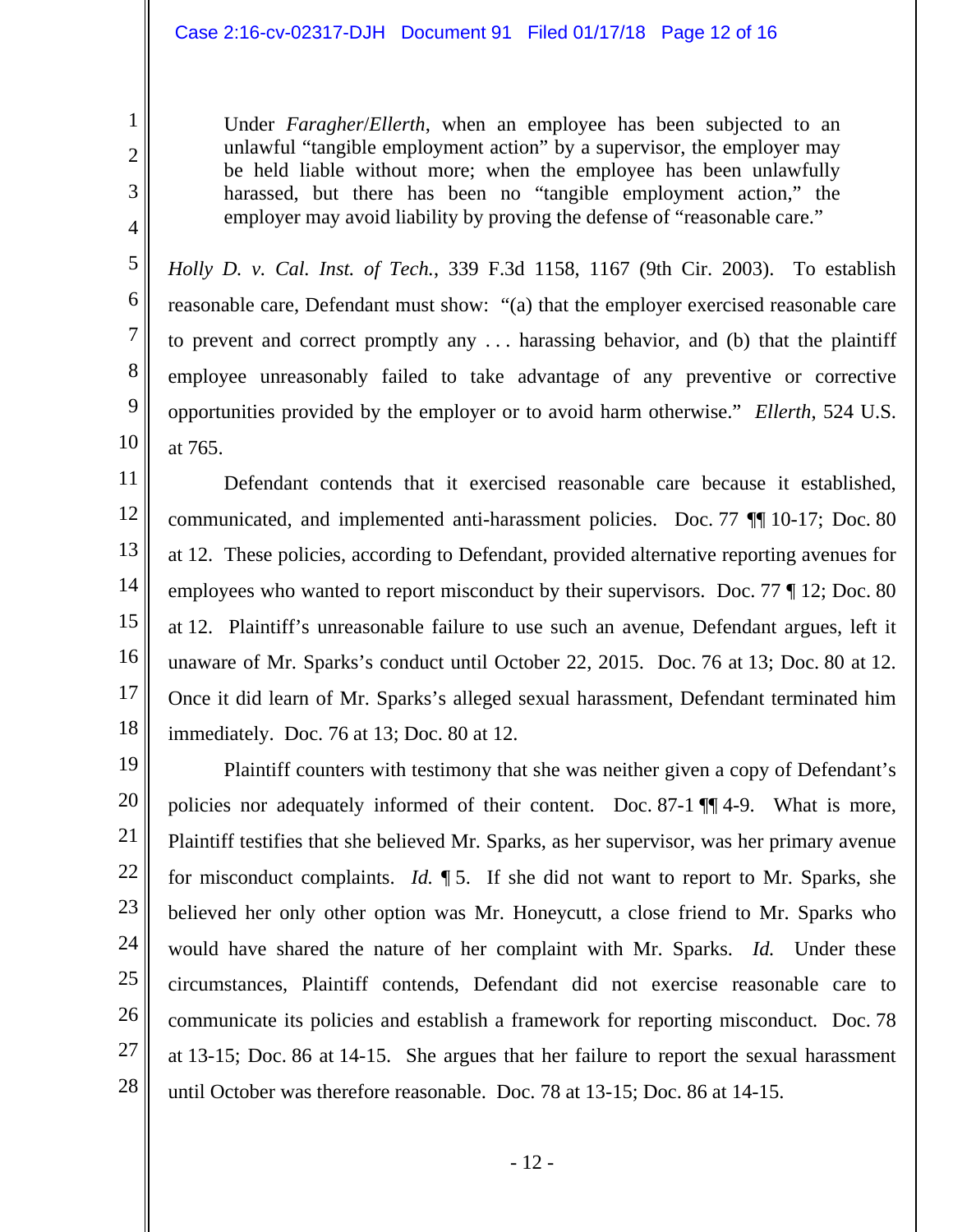> Under *Faragher*/*Ellerth*, when an employee has been subjected to an unlawful "tangible employment action" by a supervisor, the employer may be held liable without more; when the employee has been unlawfully harassed, but there has been no "tangible employment action," the employer may avoid liability by proving the defense of "reasonable care."

*Holly D. v. Cal. Inst. of Tech.*, 339 F.3d 1158, 1167 (9th Cir. 2003). To establish reasonable care, Defendant must show: "(a) that the employer exercised reasonable care to prevent and correct promptly any . . . harassing behavior, and (b) that the plaintiff employee unreasonably failed to take advantage of any preventive or corrective opportunities provided by the employer or to avoid harm otherwise." *Ellerth*, 524 U.S. at 765.

Defendant contends that it exercised reasonable care because it established, communicated, and implemented anti-harassment policies. Doc. 77 ¶¶ 10-17; Doc. 80 at 12. These policies, according to Defendant, provided alternative reporting avenues for employees who wanted to report misconduct by their supervisors. Doc. 77 ¶ 12; Doc. 80 at 12. Plaintiff's unreasonable failure to use such an avenue, Defendant argues, left it unaware of Mr. Sparks's conduct until October 22, 2015. Doc. 76 at 13; Doc. 80 at 12. Once it did learn of Mr. Sparks's alleged sexual harassment, Defendant terminated him immediately. Doc. 76 at 13; Doc. 80 at 12.

Plaintiff counters with testimony that she was neither given a copy of Defendant's policies nor adequately informed of their content. Doc. 87-1 ¶¶ 4-9. What is more, Plaintiff testifies that she believed Mr. Sparks, as her supervisor, was her primary avenue for misconduct complaints. *Id.* ¶ 5. If she did not want to report to Mr. Sparks, she believed her only other option was Mr. Honeycutt, a close friend to Mr. Sparks who would have shared the nature of her complaint with Mr. Sparks. *Id.* Under these circumstances, Plaintiff contends, Defendant did not exercise reasonable care to communicate its policies and establish a framework for reporting misconduct. Doc. 78 at 13-15; Doc. 86 at 14-15. She argues that her failure to report the sexual harassment until October was therefore reasonable. Doc. 78 at 13-15; Doc. 86 at 14-15.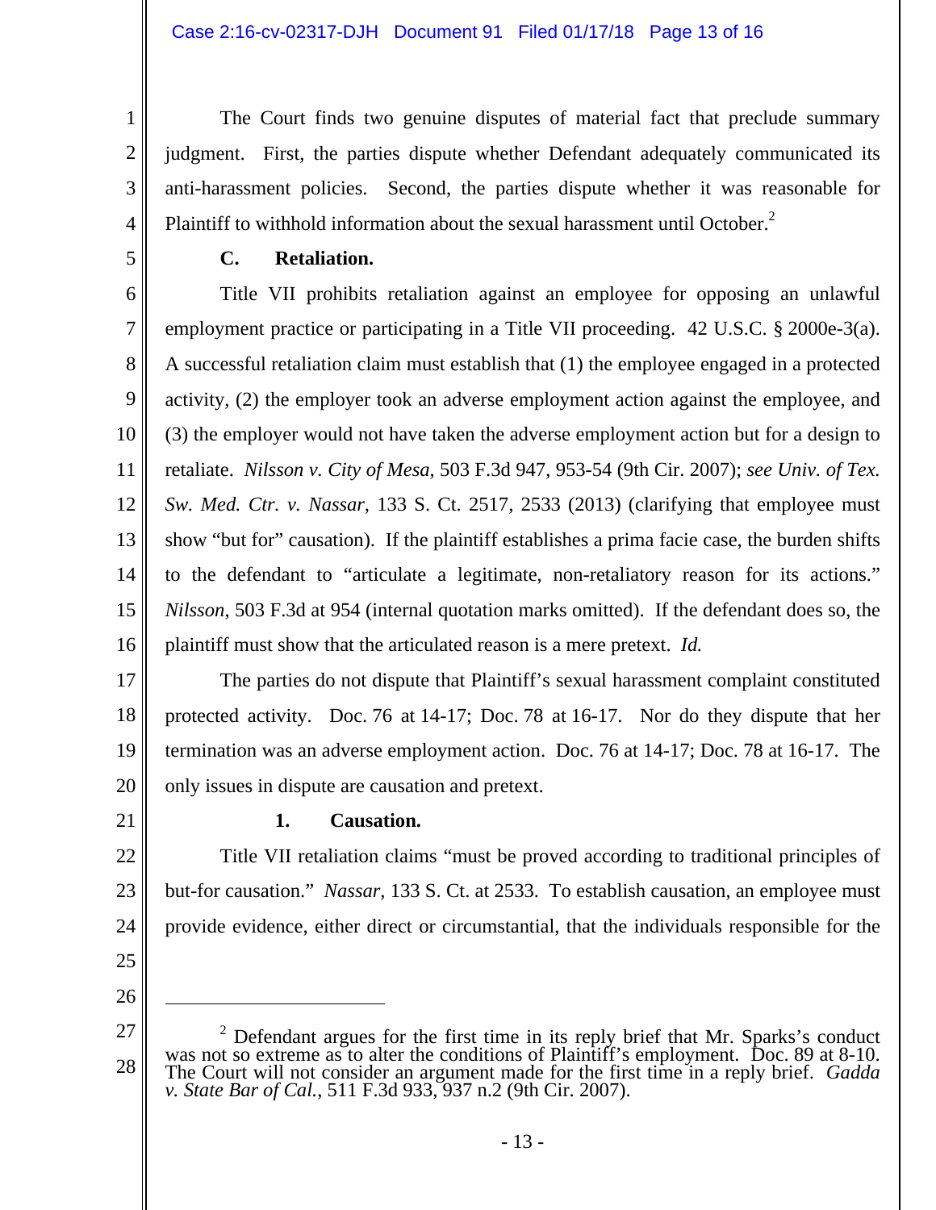The Court finds two genuine disputes of material fact that preclude summary judgment. First, the parties dispute whether Defendant adequately communicated its anti-harassment policies. Second, the parties dispute whether it was reasonable for Plaintiff to withhold information about the sexual harassment until October.[2]

### C. Retaliation.

Title VII prohibits retaliation against an employee for opposing an unlawful employment practice or participating in a Title VII proceeding. 42 U.S.C. § 2000e-3(a). A successful retaliation claim must establish that (1) the employee engaged in a protected activity, (2) the employer took an adverse employment action against the employee, and (3) the employer would not have taken the adverse employment action but for a design to retaliate. *Nilsson v. City of Mesa*, 503 F.3d 947, 953-54 (9th Cir. 2007); *see Univ. of Tex. Sw. Med. Ctr. v. Nassar*, 133 S. Ct. 2517, 2533 (2013) (clarifying that employee must show "but for" causation). If the plaintiff establishes a prima facie case, the burden shifts to the defendant to "articulate a legitimate, non-retaliatory reason for its actions." *Nilsson*, 503 F.3d at 954 (internal quotation marks omitted). If the defendant does so, the plaintiff must show that the articulated reason is a mere pretext. *Id.*

The parties do not dispute that Plaintiff's sexual harassment complaint constituted protected activity. Doc. 76 at 14-17; Doc. 78 at 16-17. Nor do they dispute that her termination was an adverse employment action. Doc. 76 at 14-17; Doc. 78 at 16-17. The only issues in dispute are causation and pretext.

#### 1. Causation.

Title VII retaliation claims "must be proved according to traditional principles of but-for causation." *Nassar*, 133 S. Ct. at 2533. To establish causation, an employee must provide evidence, either direct or circumstantial, that the individuals responsible for the

---

[2] Defendant argues for the first time in its reply brief that Mr. Sparks's conduct was not so extreme as to alter the conditions of Plaintiff's employment. Doc. 89 at 8-10. The Court will not consider an argument made for the first time in a reply brief. *Gadda v. State Bar of Cal.*, 511 F.3d 933, 937 n.2 (9th Cir. 2007).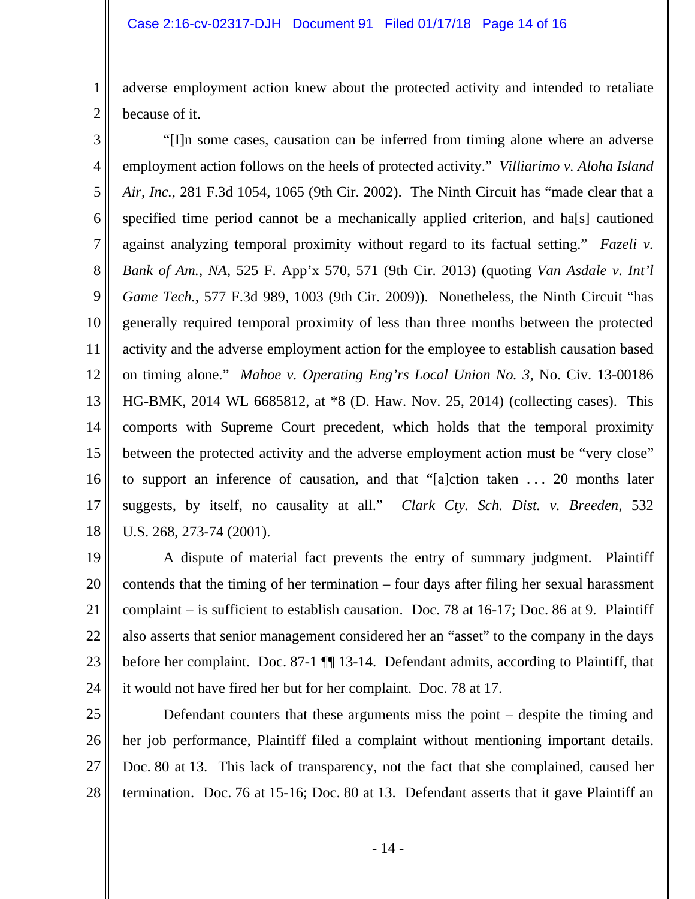adverse employment action knew about the protected activity and intended to retaliate because of it.

"[I]n some cases, causation can be inferred from timing alone where an adverse employment action follows on the heels of protected activity." *Villiarimo v. Aloha Island Air, Inc.*, 281 F.3d 1054, 1065 (9th Cir. 2002). The Ninth Circuit has "made clear that a specified time period cannot be a mechanically applied criterion, and ha[s] cautioned against analyzing temporal proximity without regard to its factual setting." *Fazeli v. Bank of Am., NA*, 525 F. App'x 570, 571 (9th Cir. 2013) (quoting *Van Asdale v. Int'l Game Tech.*, 577 F.3d 989, 1003 (9th Cir. 2009)). Nonetheless, the Ninth Circuit "has generally required temporal proximity of less than three months between the protected activity and the adverse employment action for the employee to establish causation based on timing alone." *Mahoe v. Operating Eng'rs Local Union No. 3*, No. Civ. 13-00186 HG-BMK, 2014 WL 6685812, at *8 (D. Haw. Nov. 25, 2014) (collecting cases). This comports with Supreme Court precedent, which holds that the temporal proximity between the protected activity and the adverse employment action must be "very close" to support an inference of causation, and that "[a]ction taken . . . 20 months later suggests, by itself, no causality at all." *Clark Cty. Sch. Dist. v. Breeden*, 532 U.S. 268, 273-74 (2001).

A dispute of material fact prevents the entry of summary judgment. Plaintiff contends that the timing of her termination – four days after filing her sexual harassment complaint – is sufficient to establish causation. Doc. 78 at 16-17; Doc. 86 at 9. Plaintiff also asserts that senior management considered her an "asset" to the company in the days before her complaint. Doc. 87-1 ¶¶ 13-14. Defendant admits, according to Plaintiff, that it would not have fired her but for her complaint. Doc. 78 at 17.

Defendant counters that these arguments miss the point – despite the timing and her job performance, Plaintiff filed a complaint without mentioning important details. Doc. 80 at 13. This lack of transparency, not the fact that she complained, caused her termination. Doc. 76 at 15-16; Doc. 80 at 13. Defendant asserts that it gave Plaintiff an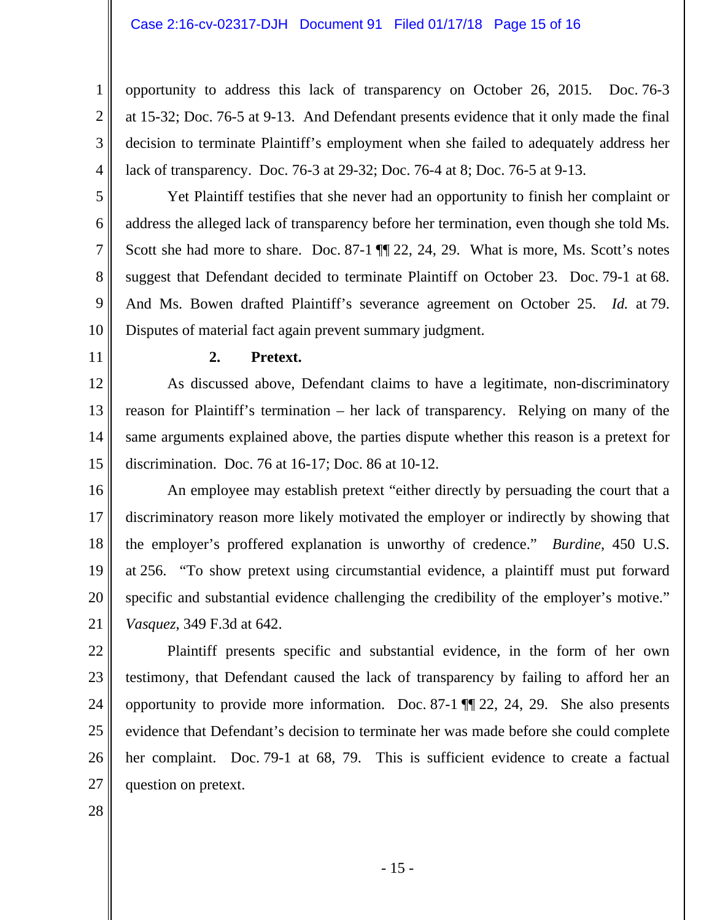opportunity to address this lack of transparency on October 26, 2015. Doc. 76-3 at 15-32; Doc. 76-5 at 9-13. And Defendant presents evidence that it only made the final decision to terminate Plaintiff's employment when she failed to adequately address her lack of transparency. Doc. 76-3 at 29-32; Doc. 76-4 at 8; Doc. 76-5 at 9-13.

Yet Plaintiff testifies that she never had an opportunity to finish her complaint or address the alleged lack of transparency before her termination, even though she told Ms. Scott she had more to share. Doc. 87-1 ¶¶ 22, 24, 29. What is more, Ms. Scott's notes suggest that Defendant decided to terminate Plaintiff on October 23. Doc. 79-1 at 68. And Ms. Bowen drafted Plaintiff's severance agreement on October 25. *Id.* at 79. Disputes of material fact again prevent summary judgment.

**2. Pretext.**

As discussed above, Defendant claims to have a legitimate, non-discriminatory reason for Plaintiff's termination – her lack of transparency. Relying on many of the same arguments explained above, the parties dispute whether this reason is a pretext for discrimination. Doc. 76 at 16-17; Doc. 86 at 10-12.

An employee may establish pretext "either directly by persuading the court that a discriminatory reason more likely motivated the employer or indirectly by showing that the employer's proffered explanation is unworthy of credence." *Burdine*, 450 U.S. at 256. "To show pretext using circumstantial evidence, a plaintiff must put forward specific and substantial evidence challenging the credibility of the employer's motive." *Vasquez*, 349 F.3d at 642.

Plaintiff presents specific and substantial evidence, in the form of her own testimony, that Defendant caused the lack of transparency by failing to afford her an opportunity to provide more information. Doc. 87-1 ¶¶ 22, 24, 29. She also presents evidence that Defendant's decision to terminate her was made before she could complete her complaint. Doc. 79-1 at 68, 79. This is sufficient evidence to create a factual question on pretext.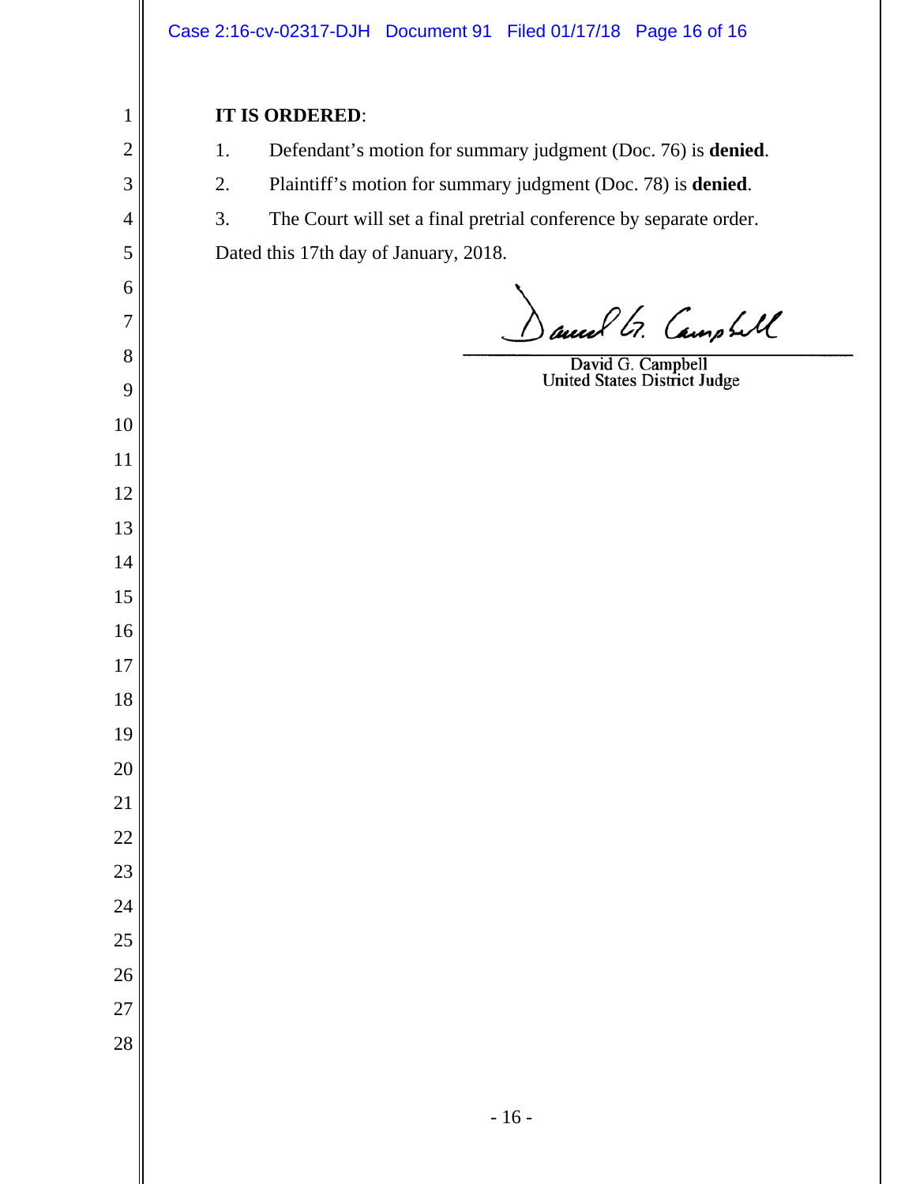**IT IS ORDERED**:

1. Defendant's motion for summary judgment (Doc. 76) is **denied**.
2. Plaintiff's motion for summary judgment (Doc. 78) is **denied**.
3. The Court will set a final pretrial conference by separate order.

Dated this 17th day of January, 2018.

David G. Campbell
United States District Judge